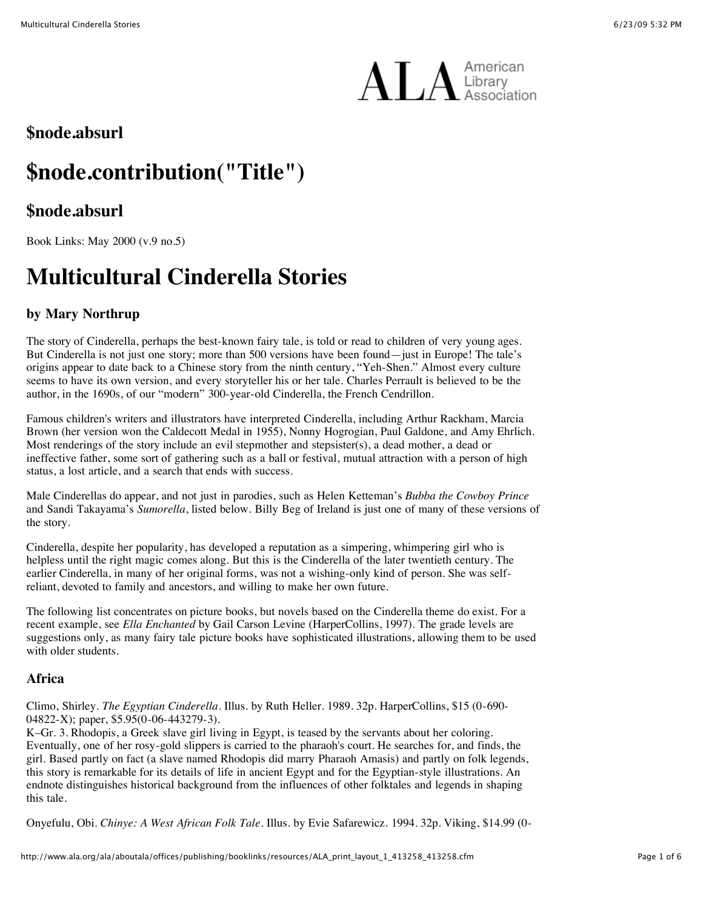## $node.absurl

# $node.contribution("Title")

## $node.absurl

Book Links: May 2000 (v.9 no.5)

# Multicultural Cinderella Stories

### by Mary Northrup

The story of Cinderella, perhaps the best-known fairy tale, is told or read to children of very young ages. But Cinderella is not just one story; more than 500 versions have been found—just in Europe! The tale's origins appear to date back to a Chinese story from the ninth century, "Yeh-Shen." Almost every culture seems to have its own version, and every storyteller his or her tale. Charles Perrault is believed to be the author, in the 1690s, of our "modern" 300-year-old Cinderella, the French Cendrillon.

Famous children's writers and illustrators have interpreted Cinderella, including Arthur Rackham, Marcia Brown (her version won the Caldecott Medal in 1955), Nonny Hogrogian, Paul Galdone, and Amy Ehrlich. Most renderings of the story include an evil stepmother and stepsister(s), a dead mother, a dead or ineffective father, some sort of gathering such as a ball or festival, mutual attraction with a person of high status, a lost article, and a search that ends with success.

Male Cinderellas do appear, and not just in parodies, such as Helen Ketteman's *Bubba the Cowboy Prince* and Sandi Takayama's *Sumorella*, listed below. Billy Beg of Ireland is just one of many of these versions of the story.

Cinderella, despite her popularity, has developed a reputation as a simpering, whimpering girl who is helpless until the right magic comes along. But this is the Cinderella of the later twentieth century. The earlier Cinderella, in many of her original forms, was not a wishing-only kind of person. She was self-reliant, devoted to family and ancestors, and willing to make her own future.

The following list concentrates on picture books, but novels based on the Cinderella theme do exist. For a recent example, see *Ella Enchanted* by Gail Carson Levine (HarperCollins, 1997). The grade levels are suggestions only, as many fairy tale picture books have sophisticated illustrations, allowing them to be used with older students.

### Africa

Climo, Shirley. *The Egyptian Cinderella*. Illus. by Ruth Heller. 1989. 32p. HarperCollins, $15 (0-690-04822-X); paper, $5.95(0-06-443279-3).
K–Gr. 3. Rhodopis, a Greek slave girl living in Egypt, is teased by the servants about her coloring. Eventually, one of her rosy-gold slippers is carried to the pharaoh's court. He searches for, and finds, the girl. Based partly on fact (a slave named Rhodopis did marry Pharaoh Amasis) and partly on folk legends, this story is remarkable for its details of life in ancient Egypt and for the Egyptian-style illustrations. An endnote distinguishes historical background from the influences of other folktales and legends in shaping this tale.

Onyefulu, Obi. *Chinye: A West African Folk Tale*. Illus. by Evie Safarewicz. 1994. 32p. Viking, $14.99 (0-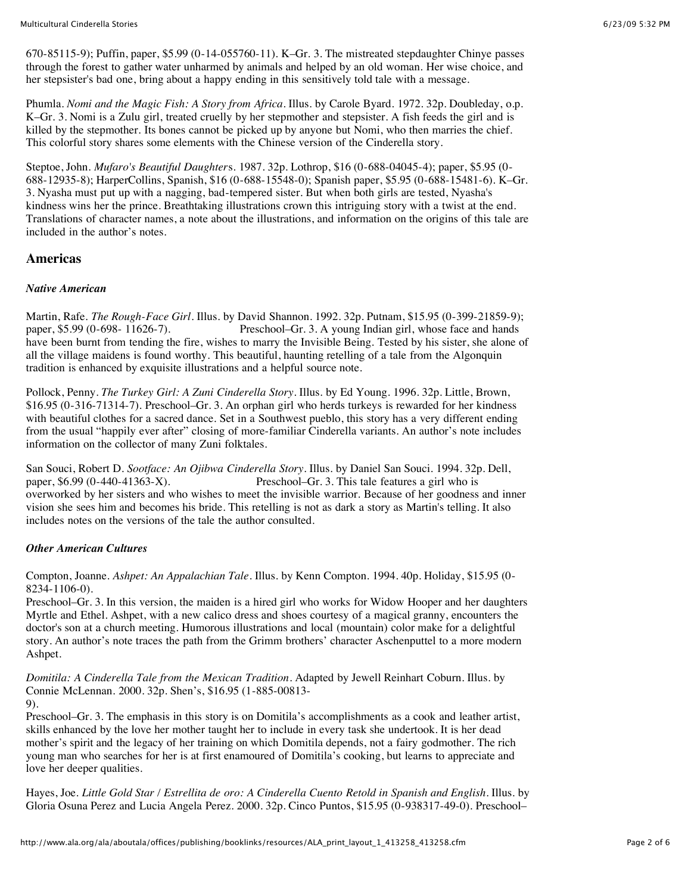670-85115-9); Puffin, paper, $5.99 (0-14-055760-11). K–Gr. 3. The mistreated stepdaughter Chinye passes through the forest to gather water unharmed by animals and helped by an old woman. Her wise choice, and her stepsister's bad one, bring about a happy ending in this sensitively told tale with a message.

Phumla. *Nomi and the Magic Fish: A Story from Africa*. Illus. by Carole Byard. 1972. 32p. Doubleday, o.p. K–Gr. 3. Nomi is a Zulu girl, treated cruelly by her stepmother and stepsister. A fish feeds the girl and is killed by the stepmother. Its bones cannot be picked up by anyone but Nomi, who then marries the chief. This colorful story shares some elements with the Chinese version of the Cinderella story.

Steptoe, John. *Mufaro's Beautiful Daughters*. 1987. 32p. Lothrop, $16 (0-688-04045-4); paper, $5.95 (0-688-12935-8); HarperCollins, Spanish, $16 (0-688-15548-0); Spanish paper, $5.95 (0-688-15481-6). K–Gr. 3. Nyasha must put up with a nagging, bad-tempered sister. But when both girls are tested, Nyasha's kindness wins her the prince. Breathtaking illustrations crown this intriguing story with a twist at the end. Translations of character names, a note about the illustrations, and information on the origins of this tale are included in the author's notes.

## Americas

### *Native American*

Martin, Rafe. *The Rough-Face Girl*. Illus. by David Shannon. 1992. 32p. Putnam, $15.95 (0-399-21859-9); paper, $5.99 (0-698- 11626-7). Preschool–Gr. 3. A young Indian girl, whose face and hands have been burnt from tending the fire, wishes to marry the Invisible Being. Tested by his sister, she alone of all the village maidens is found worthy. This beautiful, haunting retelling of a tale from the Algonquin tradition is enhanced by exquisite illustrations and a helpful source note.

Pollock, Penny. *The Turkey Girl: A Zuni Cinderella Story*. Illus. by Ed Young. 1996. 32p. Little, Brown, $16.95 (0-316-71314-7). Preschool–Gr. 3. An orphan girl who herds turkeys is rewarded for her kindness with beautiful clothes for a sacred dance. Set in a Southwest pueblo, this story has a very different ending from the usual "happily ever after" closing of more-familiar Cinderella variants. An author's note includes information on the collector of many Zuni folktales.

San Souci, Robert D. *Sootface: An Ojibwa Cinderella Story*. Illus. by Daniel San Souci. 1994. 32p. Dell, paper, $6.99 (0-440-41363-X). Preschool–Gr. 3. This tale features a girl who is overworked by her sisters and who wishes to meet the invisible warrior. Because of her goodness and inner vision she sees him and becomes his bride. This retelling is not as dark a story as Martin's telling. It also includes notes on the versions of the tale the author consulted.

### *Other American Cultures*

Compton, Joanne. *Ashpet: An Appalachian Tale*. Illus. by Kenn Compton. 1994. 40p. Holiday, $15.95 (0-8234-1106-0).
Preschool–Gr. 3. In this version, the maiden is a hired girl who works for Widow Hooper and her daughters Myrtle and Ethel. Ashpet, with a new calico dress and shoes courtesy of a magical granny, encounters the doctor's son at a church meeting. Humorous illustrations and local (mountain) color make for a delightful story. An author's note traces the path from the Grimm brothers' character Aschenputtel to a more modern Ashpet.

*Domitila: A Cinderella Tale from the Mexican Tradition*. Adapted by Jewell Reinhart Coburn. Illus. by Connie McLennan. 2000. 32p. Shen's, $16.95 (1-885-00813-9).
Preschool–Gr. 3. The emphasis in this story is on Domitila's accomplishments as a cook and leather artist, skills enhanced by the love her mother taught her to include in every task she undertook. It is her dead mother's spirit and the legacy of her training on which Domitila depends, not a fairy godmother. The rich young man who searches for her is at first enamoured of Domitila's cooking, but learns to appreciate and love her deeper qualities.

Hayes, Joe. *Little Gold Star / Estrellita de oro: A Cinderella Cuento Retold in Spanish and English*. Illus. by Gloria Osuna Perez and Lucia Angela Perez. 2000. 32p. Cinco Puntos, $15.95 (0-938317-49-0). Preschool–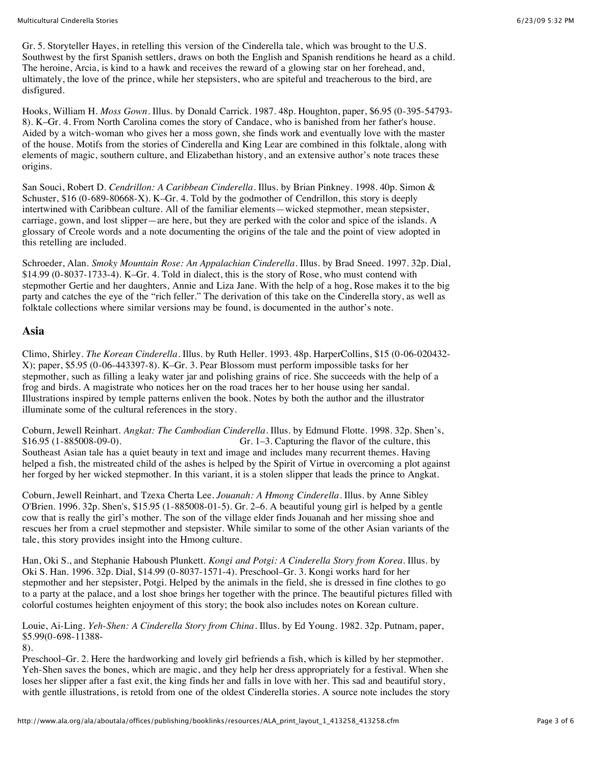Gr. 5. Storyteller Hayes, in retelling this version of the Cinderella tale, which was brought to the U.S. Southwest by the first Spanish settlers, draws on both the English and Spanish renditions he heard as a child. The heroine, Arcia, is kind to a hawk and receives the reward of a glowing star on her forehead, and, ultimately, the love of the prince, while her stepsisters, who are spiteful and treacherous to the bird, are disfigured.

Hooks, William H. *Moss Gown*. Illus. by Donald Carrick. 1987. 48p. Houghton, paper, $6.95 (0-395-54793-8). K–Gr. 4. From North Carolina comes the story of Candace, who is banished from her father's house. Aided by a witch-woman who gives her a moss gown, she finds work and eventually love with the master of the house. Motifs from the stories of Cinderella and King Lear are combined in this folktale, along with elements of magic, southern culture, and Elizabethan history, and an extensive author's note traces these origins.

San Souci, Robert D. *Cendrillon: A Caribbean Cinderella*. Illus. by Brian Pinkney. 1998. 40p. Simon & Schuster, $16 (0-689-80668-X). K–Gr. 4. Told by the godmother of Cendrillon, this story is deeply intertwined with Caribbean culture. All of the familiar elements—wicked stepmother, mean stepsister, carriage, gown, and lost slipper—are here, but they are perked with the color and spice of the islands. A glossary of Creole words and a note documenting the origins of the tale and the point of view adopted in this retelling are included.

Schroeder, Alan. *Smoky Mountain Rose: An Appalachian Cinderella*. Illus. by Brad Sneed. 1997. 32p. Dial, $14.99 (0-8037-1733-4). K–Gr. 4. Told in dialect, this is the story of Rose, who must contend with stepmother Gertie and her daughters, Annie and Liza Jane. With the help of a hog, Rose makes it to the big party and catches the eye of the "rich feller." The derivation of this take on the Cinderella story, as well as folktale collections where similar versions may be found, is documented in the author's note.

## Asia

Climo, Shirley. *The Korean Cinderella*. Illus. by Ruth Heller. 1993. 48p. HarperCollins, $15 (0-06-020432-X); paper, $5.95 (0-06-443397-8). K–Gr. 3. Pear Blossom must perform impossible tasks for her stepmother, such as filling a leaky water jar and polishing grains of rice. She succeeds with the help of a frog and birds. A magistrate who notices her on the road traces her to her house using her sandal. Illustrations inspired by temple patterns enliven the book. Notes by both the author and the illustrator illuminate some of the cultural references in the story.

Coburn, Jewell Reinhart. *Angkat: The Cambodian Cinderella*. Illus. by Edmund Flotte. 1998. 32p. Shen's, $16.95 (1-885008-09-0). Gr. 1–3. Capturing the flavor of the culture, this Southeast Asian tale has a quiet beauty in text and image and includes many recurrent themes. Having helped a fish, the mistreated child of the ashes is helped by the Spirit of Virtue in overcoming a plot against her forged by her wicked stepmother. In this variant, it is a stolen slipper that leads the prince to Angkat.

Coburn, Jewell Reinhart, and Tzexa Cherta Lee. *Jouanah: A Hmong Cinderella*. Illus. by Anne Sibley O'Brien. 1996. 32p. Shen's, $15.95 (1-885008-01-5). Gr. 2–6. A beautiful young girl is helped by a gentle cow that is really the girl's mother. The son of the village elder finds Jouanah and her missing shoe and rescues her from a cruel stepmother and stepsister. While similar to some of the other Asian variants of the tale, this story provides insight into the Hmong culture.

Han, Oki S., and Stephanie Haboush Plunkett. *Kongi and Potgi: A Cinderella Story from Korea*. Illus. by Oki S. Han. 1996. 32p. Dial, $14.99 (0-8037-1571-4). Preschool–Gr. 3. Kongi works hard for her stepmother and her stepsister, Potgi. Helped by the animals in the field, she is dressed in fine clothes to go to a party at the palace, and a lost shoe brings her together with the prince. The beautiful pictures filled with colorful costumes heighten enjoyment of this story; the book also includes notes on Korean culture.

Louie, Ai-Ling. *Yeh-Shen: A Cinderella Story from China*. Illus. by Ed Young. 1982. 32p. Putnam, paper, $5.99(0-698-11388-8).

Preschool–Gr. 2. Here the hardworking and lovely girl befriends a fish, which is killed by her stepmother. Yeh-Shen saves the bones, which are magic, and they help her dress appropriately for a festival. When she loses her slipper after a fast exit, the king finds her and falls in love with her. This sad and beautiful story, with gentle illustrations, is retold from one of the oldest Cinderella stories. A source note includes the story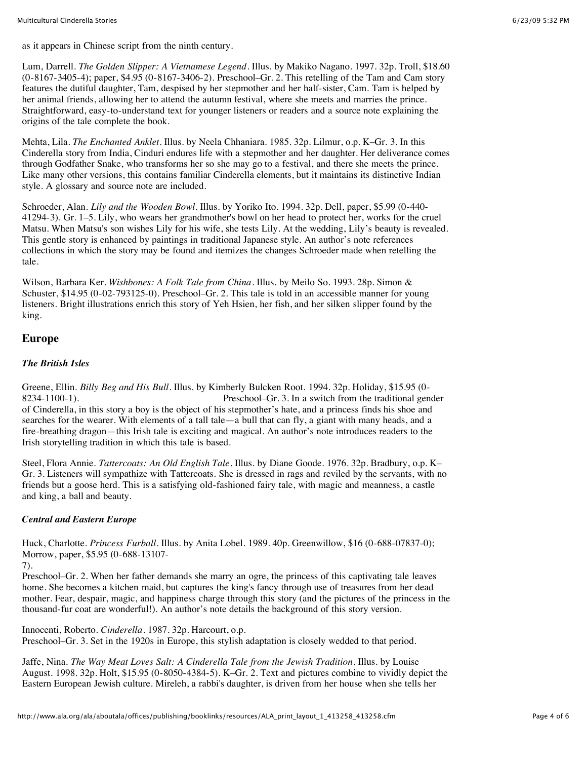as it appears in Chinese script from the ninth century.

Lum, Darrell. *The Golden Slipper: A Vietnamese Legend*. Illus. by Makiko Nagano. 1997. 32p. Troll, $18.60 (0-8167-3405-4); paper, $4.95 (0-8167-3406-2). Preschool–Gr. 2. This retelling of the Tam and Cam story features the dutiful daughter, Tam, despised by her stepmother and her half-sister, Cam. Tam is helped by her animal friends, allowing her to attend the autumn festival, where she meets and marries the prince. Straightforward, easy-to-understand text for younger listeners or readers and a source note explaining the origins of the tale complete the book.

Mehta, Lila. *The Enchanted Anklet*. Illus. by Neela Chhaniara. 1985. 32p. Lilmur, o.p. K–Gr. 3. In this Cinderella story from India, Cinduri endures life with a stepmother and her daughter. Her deliverance comes through Godfather Snake, who transforms her so she may go to a festival, and there she meets the prince. Like many other versions, this contains familiar Cinderella elements, but it maintains its distinctive Indian style. A glossary and source note are included.

Schroeder, Alan. *Lily and the Wooden Bowl*. Illus. by Yoriko Ito. 1994. 32p. Dell, paper, $5.99 (0-440-41294-3). Gr. 1–5. Lily, who wears her grandmother's bowl on her head to protect her, works for the cruel Matsu. When Matsu's son wishes Lily for his wife, she tests Lily. At the wedding, Lily's beauty is revealed. This gentle story is enhanced by paintings in traditional Japanese style. An author's note references collections in which the story may be found and itemizes the changes Schroeder made when retelling the tale.

Wilson, Barbara Ker. *Wishbones: A Folk Tale from China*. Illus. by Meilo So. 1993. 28p. Simon & Schuster, $14.95 (0-02-793125-0). Preschool–Gr. 2. This tale is told in an accessible manner for young listeners. Bright illustrations enrich this story of Yeh Hsien, her fish, and her silken slipper found by the king.

## Europe

### *The British Isles*

Greene, Ellin. *Billy Beg and His Bull*. Illus. by Kimberly Bulcken Root. 1994. 32p. Holiday, $15.95 (0-8234-1100-1). Preschool–Gr. 3. In a switch from the traditional gender of Cinderella, in this story a boy is the object of his stepmother's hate, and a princess finds his shoe and searches for the wearer. With elements of a tall tale—a bull that can fly, a giant with many heads, and a fire-breathing dragon—this Irish tale is exciting and magical. An author's note introduces readers to the Irish storytelling tradition in which this tale is based.

Steel, Flora Annie. *Tattercoats: An Old English Tale*. Illus. by Diane Goode. 1976. 32p. Bradbury, o.p. K–Gr. 3. Listeners will sympathize with Tattercoats. She is dressed in rags and reviled by the servants, with no friends but a goose herd. This is a satisfying old-fashioned fairy tale, with magic and meanness, a castle and king, a ball and beauty.

### *Central and Eastern Europe*

Huck, Charlotte. *Princess Furball*. Illus. by Anita Lobel. 1989. 40p. Greenwillow, $16 (0-688-07837-0); Morrow, paper, $5.95 (0-688-13107-7).
Preschool–Gr. 2. When her father demands she marry an ogre, the princess of this captivating tale leaves home. She becomes a kitchen maid, but captures the king's fancy through use of treasures from her dead mother. Fear, despair, magic, and happiness charge through this story (and the pictures of the princess in the thousand-fur coat are wonderful!). An author's note details the background of this story version.

Innocenti, Roberto. *Cinderella*. 1987. 32p. Harcourt, o.p.
Preschool–Gr. 3. Set in the 1920s in Europe, this stylish adaptation is closely wedded to that period.

Jaffe, Nina. *The Way Meat Loves Salt: A Cinderella Tale from the Jewish Tradition*. Illus. by Louise August. 1998. 32p. Holt, $15.95 (0-8050-4384-5). K–Gr. 2. Text and pictures combine to vividly depict the Eastern European Jewish culture. Mireleh, a rabbi's daughter, is driven from her house when she tells her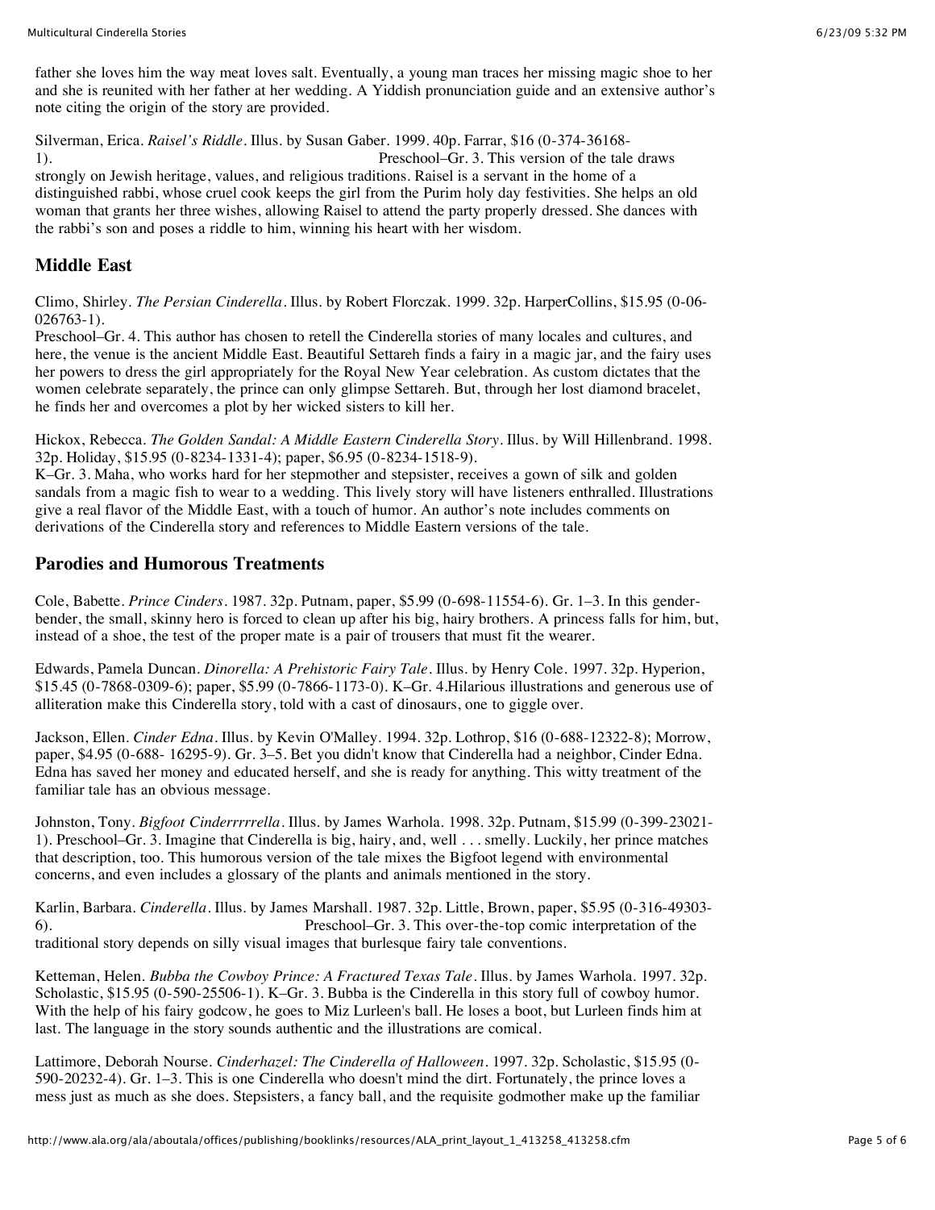father she loves him the way meat loves salt. Eventually, a young man traces her missing magic shoe to her and she is reunited with her father at her wedding. A Yiddish pronunciation guide and an extensive author's note citing the origin of the story are provided.

Silverman, Erica. *Raisel's Riddle*. Illus. by Susan Gaber. 1999. 40p. Farrar, $16 (0-374-36168-1). Preschool–Gr. 3. This version of the tale draws strongly on Jewish heritage, values, and religious traditions. Raisel is a servant in the home of a distinguished rabbi, whose cruel cook keeps the girl from the Purim holy day festivities. She helps an old woman that grants her three wishes, allowing Raisel to attend the party properly dressed. She dances with the rabbi's son and poses a riddle to him, winning his heart with her wisdom.

## Middle East

Climo, Shirley. *The Persian Cinderella*. Illus. by Robert Florczak. 1999. 32p. HarperCollins, $15.95 (0-06-026763-1).
Preschool–Gr. 4. This author has chosen to retell the Cinderella stories of many locales and cultures, and here, the venue is the ancient Middle East. Beautiful Settareh finds a fairy in a magic jar, and the fairy uses her powers to dress the girl appropriately for the Royal New Year celebration. As custom dictates that the women celebrate separately, the prince can only glimpse Settareh. But, through her lost diamond bracelet, he finds her and overcomes a plot by her wicked sisters to kill her.

Hickox, Rebecca. *The Golden Sandal: A Middle Eastern Cinderella Story*. Illus. by Will Hillenbrand. 1998. 32p. Holiday, $15.95 (0-8234-1331-4); paper, $6.95 (0-8234-1518-9).
K–Gr. 3. Maha, who works hard for her stepmother and stepsister, receives a gown of silk and golden sandals from a magic fish to wear to a wedding. This lively story will have listeners enthralled. Illustrations give a real flavor of the Middle East, with a touch of humor. An author's note includes comments on derivations of the Cinderella story and references to Middle Eastern versions of the tale.

## Parodies and Humorous Treatments

Cole, Babette. *Prince Cinders*. 1987. 32p. Putnam, paper, $5.99 (0-698-11554-6). Gr. 1–3. In this gender-bender, the small, skinny hero is forced to clean up after his big, hairy brothers. A princess falls for him, but, instead of a shoe, the test of the proper mate is a pair of trousers that must fit the wearer.

Edwards, Pamela Duncan. *Dinorella: A Prehistoric Fairy Tale*. Illus. by Henry Cole. 1997. 32p. Hyperion, $15.45 (0-7868-0309-6); paper, $5.99 (0-7866-1173-0). K–Gr. 4.Hilarious illustrations and generous use of alliteration make this Cinderella story, told with a cast of dinosaurs, one to giggle over.

Jackson, Ellen. *Cinder Edna*. Illus. by Kevin O'Malley. 1994. 32p. Lothrop, $16 (0-688-12322-8); Morrow, paper, $4.95 (0-688- 16295-9). Gr. 3–5. Bet you didn't know that Cinderella had a neighbor, Cinder Edna. Edna has saved her money and educated herself, and she is ready for anything. This witty treatment of the familiar tale has an obvious message.

Johnston, Tony. *Bigfoot Cinderrrrrella*. Illus. by James Warhola. 1998. 32p. Putnam, $15.99 (0-399-23021-1). Preschool–Gr. 3. Imagine that Cinderella is big, hairy, and, well . . . smelly. Luckily, her prince matches that description, too. This humorous version of the tale mixes the Bigfoot legend with environmental concerns, and even includes a glossary of the plants and animals mentioned in the story.

Karlin, Barbara. *Cinderella*. Illus. by James Marshall. 1987. 32p. Little, Brown, paper, $5.95 (0-316-49303-6). Preschool–Gr. 3. This over-the-top comic interpretation of the traditional story depends on silly visual images that burlesque fairy tale conventions.

Ketteman, Helen. *Bubba the Cowboy Prince: A Fractured Texas Tale*. Illus. by James Warhola. 1997. 32p. Scholastic, $15.95 (0-590-25506-1). K–Gr. 3. Bubba is the Cinderella in this story full of cowboy humor. With the help of his fairy godcow, he goes to Miz Lurleen's ball. He loses a boot, but Lurleen finds him at last. The language in the story sounds authentic and the illustrations are comical.

Lattimore, Deborah Nourse. *Cinderhazel: The Cinderella of Halloween*. 1997. 32p. Scholastic, $15.95 (0-590-20232-4). Gr. 1–3. This is one Cinderella who doesn't mind the dirt. Fortunately, the prince loves a mess just as much as she does. Stepsisters, a fancy ball, and the requisite godmother make up the familiar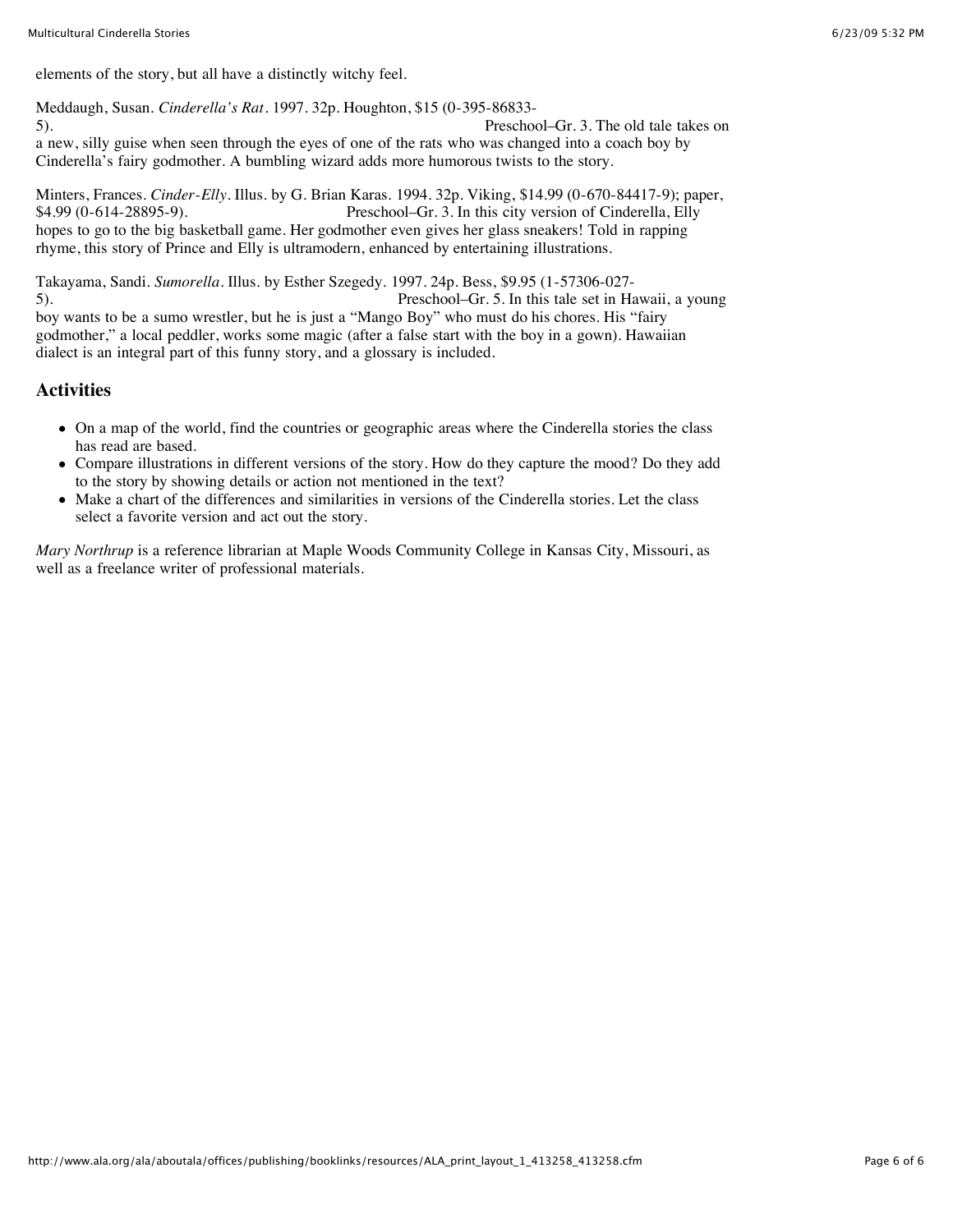elements of the story, but all have a distinctly witchy feel.

Meddaugh, Susan. *Cinderella's Rat*. 1997. 32p. Houghton, $15 (0-395-86833-5). Preschool–Gr. 3. The old tale takes on a new, silly guise when seen through the eyes of one of the rats who was changed into a coach boy by Cinderella's fairy godmother. A bumbling wizard adds more humorous twists to the story.

Minters, Frances. *Cinder-Elly*. Illus. by G. Brian Karas. 1994. 32p. Viking, $14.99 (0-670-84417-9); paper, $4.99 (0-614-28895-9). Preschool–Gr. 3. In this city version of Cinderella, Elly hopes to go to the big basketball game. Her godmother even gives her glass sneakers! Told in rapping rhyme, this story of Prince and Elly is ultramodern, enhanced by entertaining illustrations.

Takayama, Sandi. *Sumorella*. Illus. by Esther Szegedy. 1997. 24p. Bess, $9.95 (1-57306-027-5). Preschool–Gr. 5. In this tale set in Hawaii, a young boy wants to be a sumo wrestler, but he is just a "Mango Boy" who must do his chores. His "fairy godmother," a local peddler, works some magic (after a false start with the boy in a gown). Hawaiian dialect is an integral part of this funny story, and a glossary is included.

## Activities

- On a map of the world, find the countries or geographic areas where the Cinderella stories the class has read are based.
- Compare illustrations in different versions of the story. How do they capture the mood? Do they add to the story by showing details or action not mentioned in the text?
- Make a chart of the differences and similarities in versions of the Cinderella stories. Let the class select a favorite version and act out the story.

*Mary Northrup* is a reference librarian at Maple Woods Community College in Kansas City, Missouri, as well as a freelance writer of professional materials.